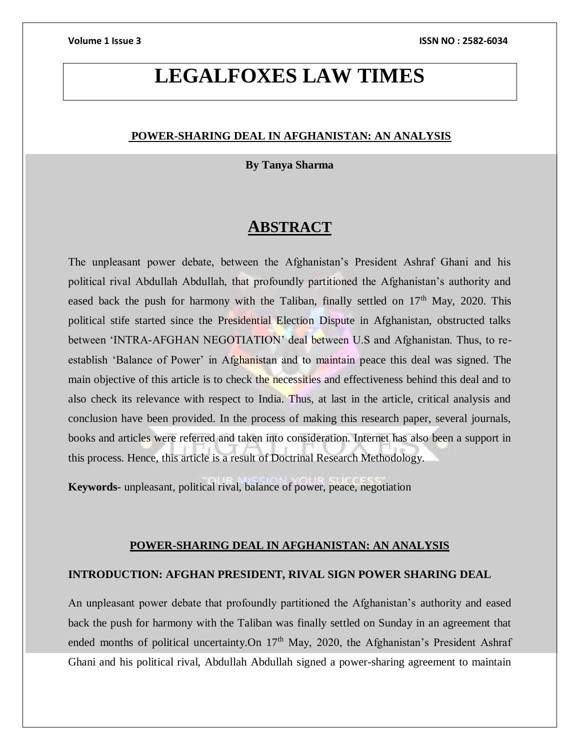# LEGALFOXES LAW TIMES

## POWER-SHARING DEAL IN AFGHANISTAN: AN ANALYSIS

**By Tanya Sharma**

## ABSTRACT

The unpleasant power debate, between the Afghanistan's President Ashraf Ghani and his political rival Abdullah Abdullah, that profoundly partitioned the Afghanistan's authority and eased back the push for harmony with the Taliban, finally settled on 17th May, 2020. This political stife started since the Presidential Election Dispute in Afghanistan, obstructed talks between 'INTRA-AFGHAN NEGOTIATION' deal between U.S and Afghanistan. Thus, to re-establish 'Balance of Power' in Afghanistan and to maintain peace this deal was signed. The main objective of this article is to check the necessities and effectiveness behind this deal and to also check its relevance with respect to India. Thus, at last in the article, critical analysis and conclusion have been provided. In the process of making this research paper, several journals, books and articles were referred and taken into consideration. Internet has also been a support in this process. Hence, this article is a result of Doctrinal Research Methodology.

**Keywords-** unpleasant, political rival, balance of power, peace, negotiation

## POWER-SHARING DEAL IN AFGHANISTAN: AN ANALYSIS

### INTRODUCTION: AFGHAN PRESIDENT, RIVAL SIGN POWER SHARING DEAL

An unpleasant power debate that profoundly partitioned the Afghanistan's authority and eased back the push for harmony with the Taliban was finally settled on Sunday in an agreement that ended months of political uncertainty.On 17th May, 2020, the Afghanistan's President Ashraf Ghani and his political rival, Abdullah Abdullah signed a power-sharing agreement to maintain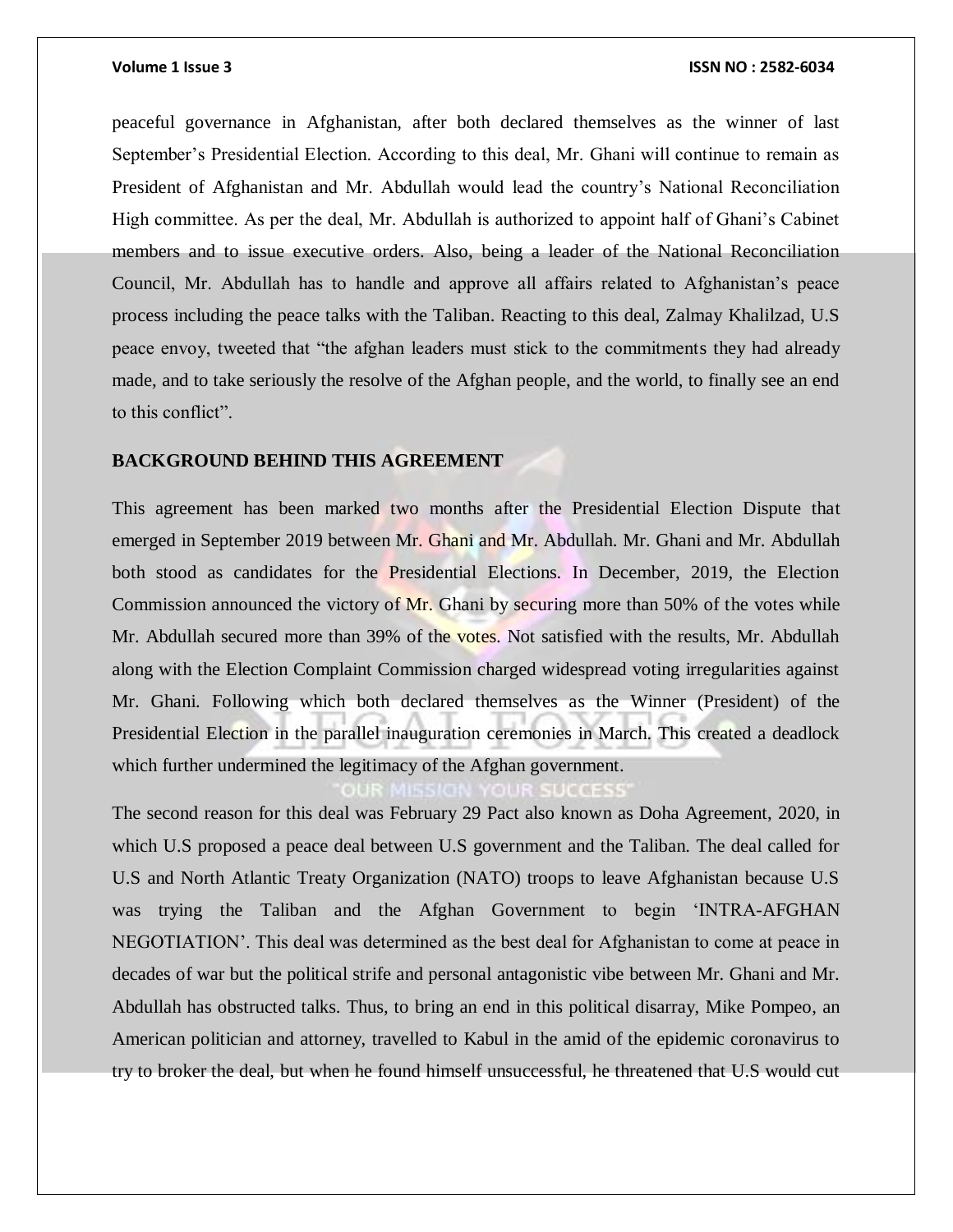peaceful governance in Afghanistan, after both declared themselves as the winner of last September's Presidential Election. According to this deal, Mr. Ghani will continue to remain as President of Afghanistan and Mr. Abdullah would lead the country's National Reconciliation High committee. As per the deal, Mr. Abdullah is authorized to appoint half of Ghani's Cabinet members and to issue executive orders. Also, being a leader of the National Reconciliation Council, Mr. Abdullah has to handle and approve all affairs related to Afghanistan's peace process including the peace talks with the Taliban. Reacting to this deal, Zalmay Khalilzad, U.S peace envoy, tweeted that "the afghan leaders must stick to the commitments they had already made, and to take seriously the resolve of the Afghan people, and the world, to finally see an end to this conflict".

## BACKGROUND BEHIND THIS AGREEMENT

This agreement has been marked two months after the Presidential Election Dispute that emerged in September 2019 between Mr. Ghani and Mr. Abdullah. Mr. Ghani and Mr. Abdullah both stood as candidates for the Presidential Elections. In December, 2019, the Election Commission announced the victory of Mr. Ghani by securing more than 50% of the votes while Mr. Abdullah secured more than 39% of the votes. Not satisfied with the results, Mr. Abdullah along with the Election Complaint Commission charged widespread voting irregularities against Mr. Ghani. Following which both declared themselves as the Winner (President) of the Presidential Election in the parallel inauguration ceremonies in March. This created a deadlock which further undermined the legitimacy of the Afghan government.

The second reason for this deal was February 29 Pact also known as Doha Agreement, 2020, in which U.S proposed a peace deal between U.S government and the Taliban. The deal called for U.S and North Atlantic Treaty Organization (NATO) troops to leave Afghanistan because U.S was trying the Taliban and the Afghan Government to begin 'INTRA-AFGHAN NEGOTIATION'. This deal was determined as the best deal for Afghanistan to come at peace in decades of war but the political strife and personal antagonistic vibe between Mr. Ghani and Mr. Abdullah has obstructed talks. Thus, to bring an end in this political disarray, Mike Pompeo, an American politician and attorney, travelled to Kabul in the amid of the epidemic coronavirus to try to broker the deal, but when he found himself unsuccessful, he threatened that U.S would cut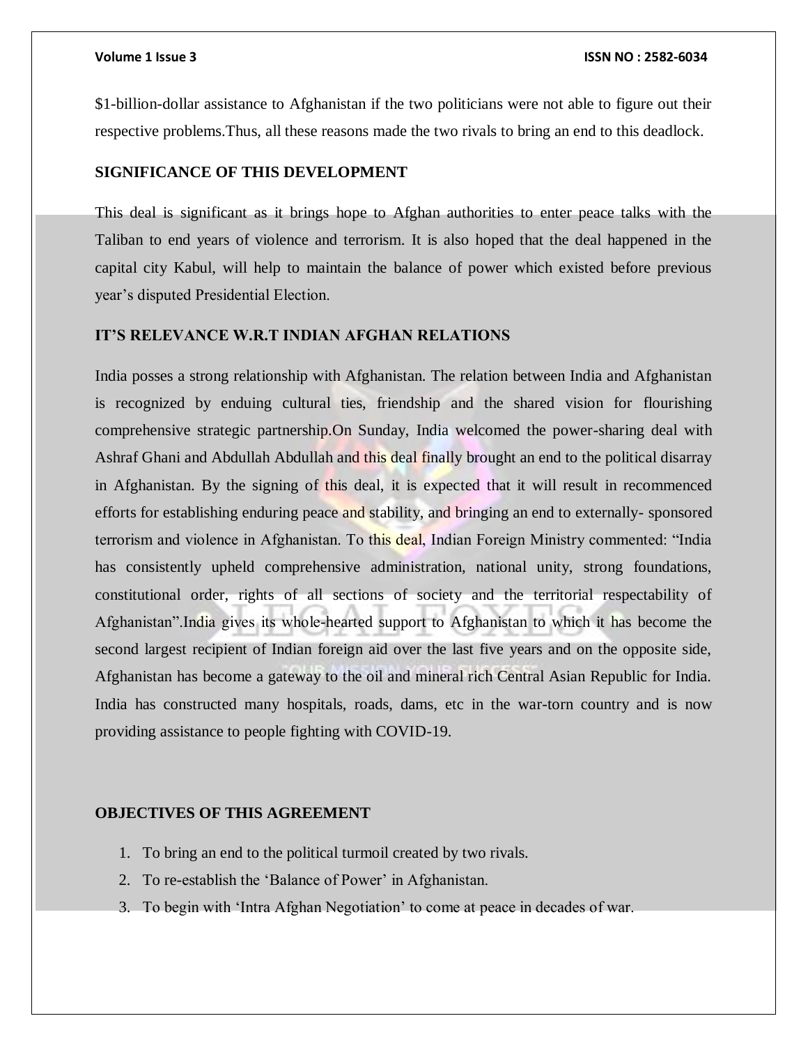$1-billion-dollar assistance to Afghanistan if the two politicians were not able to figure out their respective problems.Thus, all these reasons made the two rivals to bring an end to this deadlock.

**SIGNIFICANCE OF THIS DEVELOPMENT**

This deal is significant as it brings hope to Afghan authorities to enter peace talks with the Taliban to end years of violence and terrorism. It is also hoped that the deal happened in the capital city Kabul, will help to maintain the balance of power which existed before previous year's disputed Presidential Election.

**IT'S RELEVANCE W.R.T INDIAN AFGHAN RELATIONS**

India posses a strong relationship with Afghanistan. The relation between India and Afghanistan is recognized by enduing cultural ties, friendship and the shared vision for flourishing comprehensive strategic partnership.On Sunday, India welcomed the power-sharing deal with Ashraf Ghani and Abdullah Abdullah and this deal finally brought an end to the political disarray in Afghanistan. By the signing of this deal, it is expected that it will result in recommenced efforts for establishing enduring peace and stability, and bringing an end to externally- sponsored terrorism and violence in Afghanistan. To this deal, Indian Foreign Ministry commented: "India has consistently upheld comprehensive administration, national unity, strong foundations, constitutional order, rights of all sections of society and the territorial respectability of Afghanistan".India gives its whole-hearted support to Afghanistan to which it has become the second largest recipient of Indian foreign aid over the last five years and on the opposite side, Afghanistan has become a gateway to the oil and mineral rich Central Asian Republic for India. India has constructed many hospitals, roads, dams, etc in the war-torn country and is now providing assistance to people fighting with COVID-19.

**OBJECTIVES OF THIS AGREEMENT**

1. To bring an end to the political turmoil created by two rivals.
2. To re-establish the 'Balance of Power' in Afghanistan.
3. To begin with 'Intra Afghan Negotiation' to come at peace in decades of war.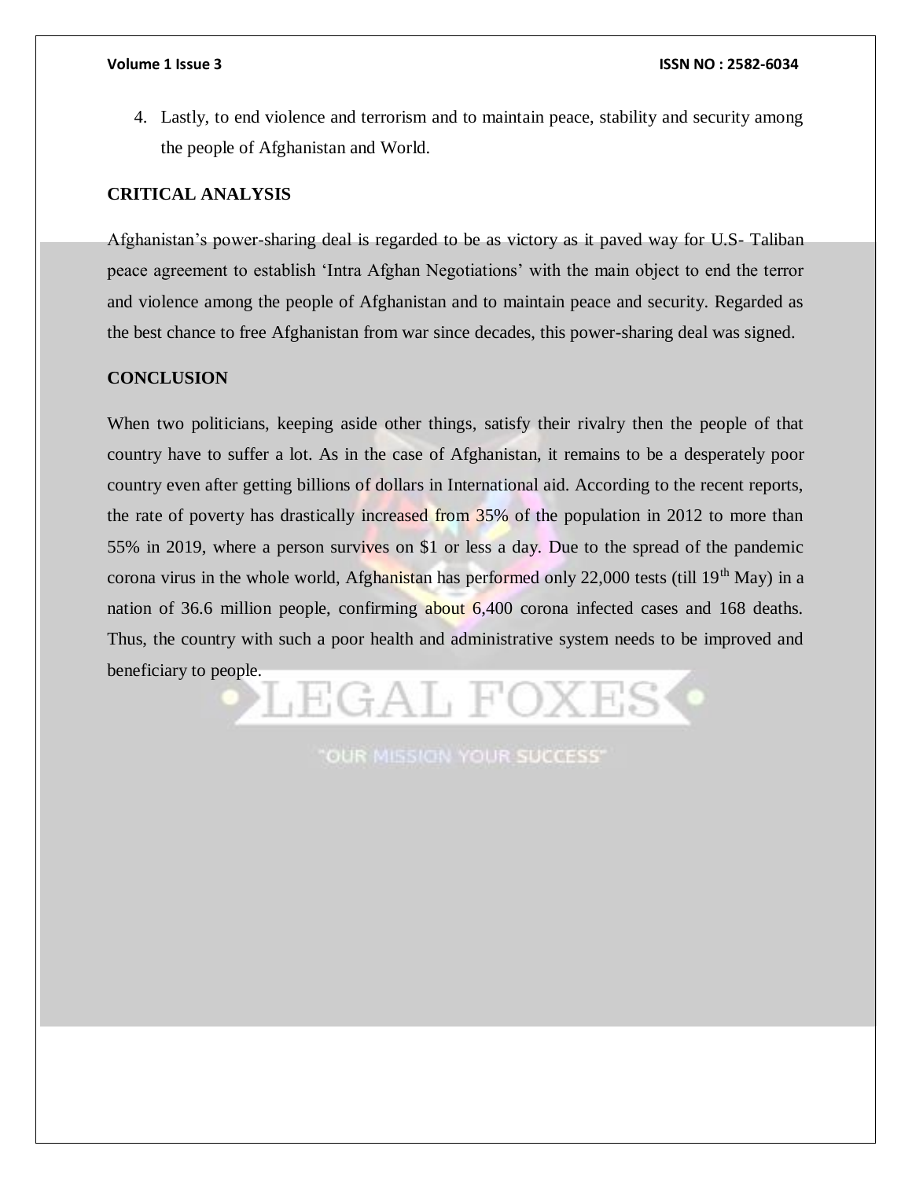4. Lastly, to end violence and terrorism and to maintain peace, stability and security among the people of Afghanistan and World.

## CRITICAL ANALYSIS

Afghanistan's power-sharing deal is regarded to be as victory as it paved way for U.S- Taliban peace agreement to establish 'Intra Afghan Negotiations' with the main object to end the terror and violence among the people of Afghanistan and to maintain peace and security. Regarded as the best chance to free Afghanistan from war since decades, this power-sharing deal was signed.

## CONCLUSION

When two politicians, keeping aside other things, satisfy their rivalry then the people of that country have to suffer a lot. As in the case of Afghanistan, it remains to be a desperately poor country even after getting billions of dollars in International aid. According to the recent reports, the rate of poverty has drastically increased from 35% of the population in 2012 to more than 55% in 2019, where a person survives on $1 or less a day. Due to the spread of the pandemic corona virus in the whole world, Afghanistan has performed only 22,000 tests (till 19th May) in a nation of 36.6 million people, confirming about 6,400 corona infected cases and 168 deaths. Thus, the country with such a poor health and administrative system needs to be improved and beneficiary to people.